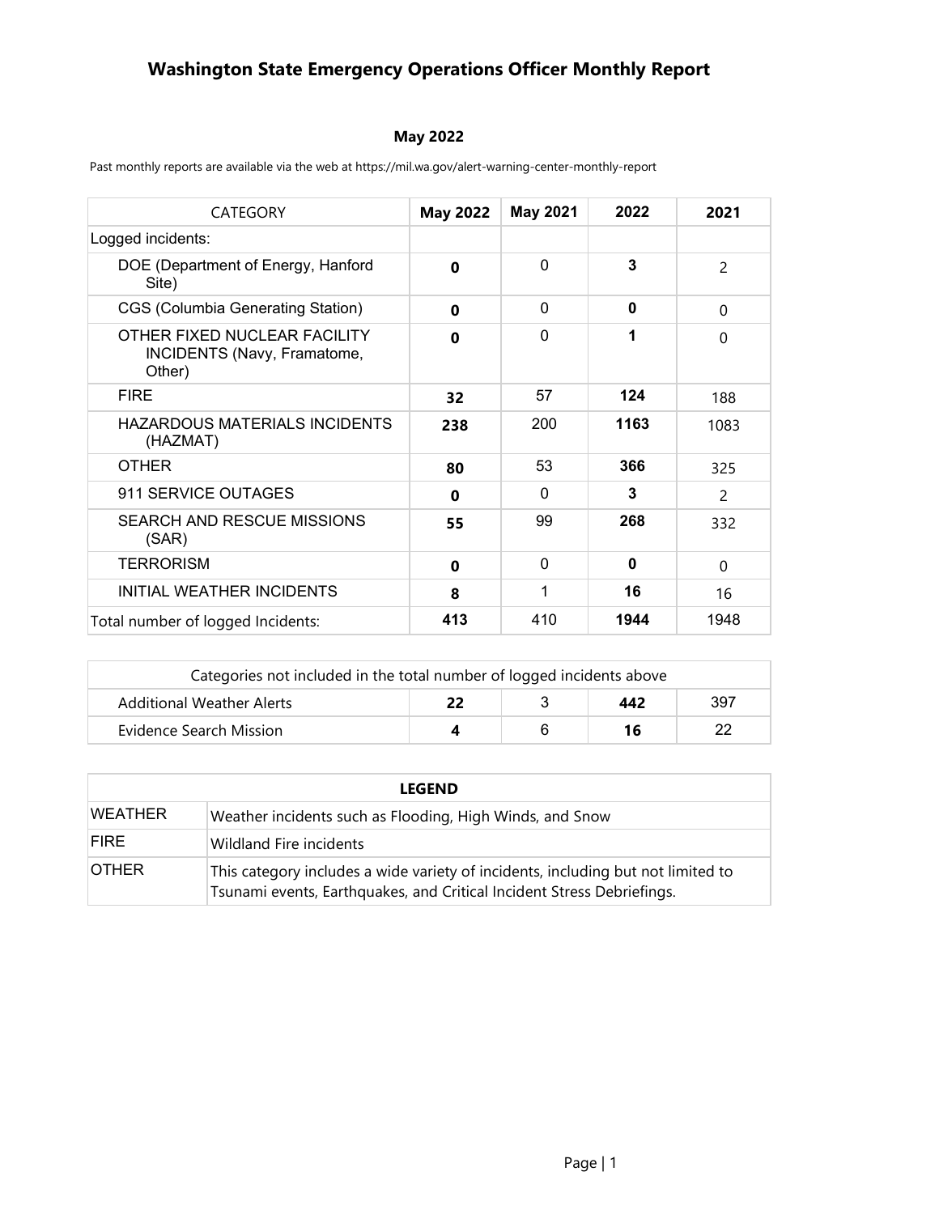# Washington State Emergency Operations Officer Monthly Report

## May 2022

Past monthly reports are available via the web at https://mil.wa.gov/alert-warning-center-monthly-report

| CATEGORY | May 2022 | May 2021 | 2022 | 2021 |
|---|---|---|---|---|
| Logged incidents: | | | | |
| DOE (Department of Energy, Hanford Site) | **0** | 0 | **3** | 2 |
| CGS (Columbia Generating Station) | **0** | 0 | **0** | 0 |
| OTHER FIXED NUCLEAR FACILITY INCIDENTS (Navy, Framatome, Other) | **0** | 0 | **1** | 0 |
| FIRE | **32** | 57 | **124** | 188 |
| HAZARDOUS MATERIALS INCIDENTS (HAZMAT) | **238** | 200 | **1163** | 1083 |
| OTHER | **80** | 53 | **366** | 325 |
| 911 SERVICE OUTAGES | **0** | 0 | **3** | 2 |
| SEARCH AND RESCUE MISSIONS (SAR) | **55** | 99 | **268** | 332 |
| TERRORISM | **0** | 0 | **0** | 0 |
| INITIAL WEATHER INCIDENTS | **8** | 1 | **16** | 16 |
| Total number of logged Incidents: | **413** | 410 | **1944** | 1948 |

| Categories not included in the total number of logged incidents above | | | | |
|---|---|---|---|---|
| Additional Weather Alerts | **22** | 3 | **442** | 397 |
| Evidence Search Mission | **4** | 6 | **16** | 22 |

| LEGEND | |
|---|---|
| WEATHER | Weather incidents such as Flooding, High Winds, and Snow |
| FIRE | Wildland Fire incidents |
| OTHER | This category includes a wide variety of incidents, including but not limited to Tsunami events, Earthquakes, and Critical Incident Stress Debriefings. |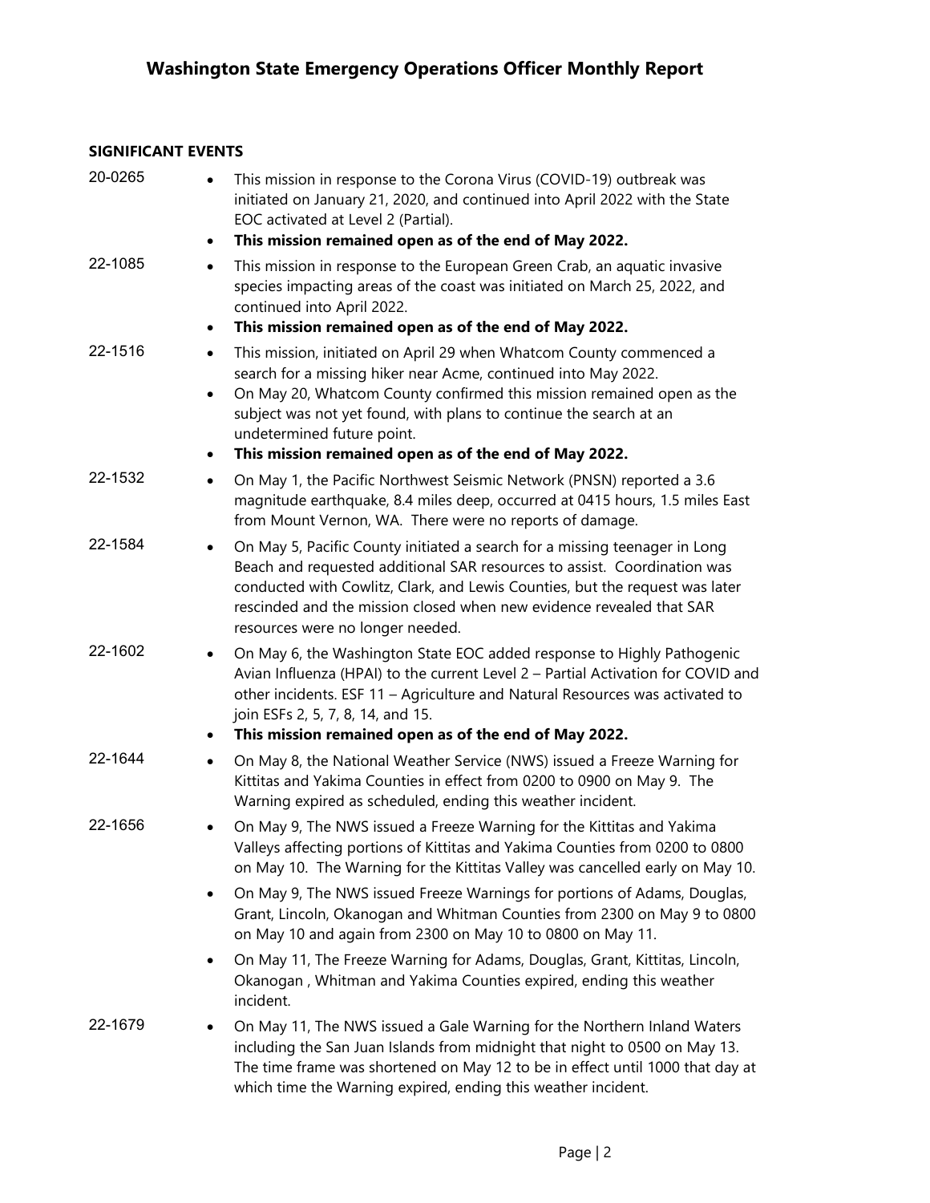# Washington State Emergency Operations Officer Monthly Report

**SIGNIFICANT EVENTS**

20-0265

- This mission in response to the Corona Virus (COVID-19) outbreak was initiated on January 21, 2020, and continued into April 2022 with the State EOC activated at Level 2 (Partial).
- **This mission remained open as of the end of May 2022.**

22-1085

- This mission in response to the European Green Crab, an aquatic invasive species impacting areas of the coast was initiated on March 25, 2022, and continued into April 2022.
- **This mission remained open as of the end of May 2022.**

22-1516

- This mission, initiated on April 29 when Whatcom County commenced a search for a missing hiker near Acme, continued into May 2022.
- On May 20, Whatcom County confirmed this mission remained open as the subject was not yet found, with plans to continue the search at an undetermined future point.
- **This mission remained open as of the end of May 2022.**

22-1532

- On May 1, the Pacific Northwest Seismic Network (PNSN) reported a 3.6 magnitude earthquake, 8.4 miles deep, occurred at 0415 hours, 1.5 miles East from Mount Vernon, WA. There were no reports of damage.

22-1584

- On May 5, Pacific County initiated a search for a missing teenager in Long Beach and requested additional SAR resources to assist. Coordination was conducted with Cowlitz, Clark, and Lewis Counties, but the request was later rescinded and the mission closed when new evidence revealed that SAR resources were no longer needed.

22-1602

- On May 6, the Washington State EOC added response to Highly Pathogenic Avian Influenza (HPAI) to the current Level 2 – Partial Activation for COVID and other incidents. ESF 11 – Agriculture and Natural Resources was activated to join ESFs 2, 5, 7, 8, 14, and 15.
- **This mission remained open as of the end of May 2022.**

22-1644

- On May 8, the National Weather Service (NWS) issued a Freeze Warning for Kittitas and Yakima Counties in effect from 0200 to 0900 on May 9. The Warning expired as scheduled, ending this weather incident.

22-1656

- On May 9, The NWS issued a Freeze Warning for the Kittitas and Yakima Valleys affecting portions of Kittitas and Yakima Counties from 0200 to 0800 on May 10. The Warning for the Kittitas Valley was cancelled early on May 10.
- On May 9, The NWS issued Freeze Warnings for portions of Adams, Douglas, Grant, Lincoln, Okanogan and Whitman Counties from 2300 on May 9 to 0800 on May 10 and again from 2300 on May 10 to 0800 on May 11.
- On May 11, The Freeze Warning for Adams, Douglas, Grant, Kittitas, Lincoln, Okanogan , Whitman and Yakima Counties expired, ending this weather incident.

22-1679

- On May 11, The NWS issued a Gale Warning for the Northern Inland Waters including the San Juan Islands from midnight that night to 0500 on May 13. The time frame was shortened on May 12 to be in effect until 1000 that day at which time the Warning expired, ending this weather incident.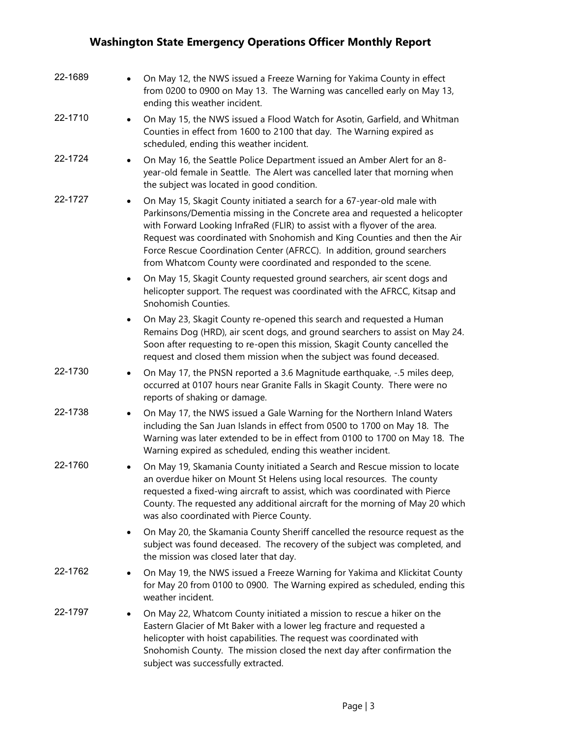22-1689

- On May 12, the NWS issued a Freeze Warning for Yakima County in effect from 0200 to 0900 on May 13. The Warning was cancelled early on May 13, ending this weather incident.

22-1710

- On May 15, the NWS issued a Flood Watch for Asotin, Garfield, and Whitman Counties in effect from 1600 to 2100 that day. The Warning expired as scheduled, ending this weather incident.

22-1724

- On May 16, the Seattle Police Department issued an Amber Alert for an 8-year-old female in Seattle. The Alert was cancelled later that morning when the subject was located in good condition.

22-1727

- On May 15, Skagit County initiated a search for a 67-year-old male with Parkinsons/Dementia missing in the Concrete area and requested a helicopter with Forward Looking InfraRed (FLIR) to assist with a flyover of the area. Request was coordinated with Snohomish and King Counties and then the Air Force Rescue Coordination Center (AFRCC). In addition, ground searchers from Whatcom County were coordinated and responded to the scene.
- On May 15, Skagit County requested ground searchers, air scent dogs and helicopter support. The request was coordinated with the AFRCC, Kitsap and Snohomish Counties.
- On May 23, Skagit County re-opened this search and requested a Human Remains Dog (HRD), air scent dogs, and ground searchers to assist on May 24. Soon after requesting to re-open this mission, Skagit County cancelled the request and closed them mission when the subject was found deceased.

22-1730

- On May 17, the PNSN reported a 3.6 Magnitude earthquake, -.5 miles deep, occurred at 0107 hours near Granite Falls in Skagit County. There were no reports of shaking or damage.

22-1738

- On May 17, the NWS issued a Gale Warning for the Northern Inland Waters including the San Juan Islands in effect from 0500 to 1700 on May 18. The Warning was later extended to be in effect from 0100 to 1700 on May 18. The Warning expired as scheduled, ending this weather incident.

22-1760

- On May 19, Skamania County initiated a Search and Rescue mission to locate an overdue hiker on Mount St Helens using local resources. The county requested a fixed-wing aircraft to assist, which was coordinated with Pierce County. The requested any additional aircraft for the morning of May 20 which was also coordinated with Pierce County.
- On May 20, the Skamania County Sheriff cancelled the resource request as the subject was found deceased. The recovery of the subject was completed, and the mission was closed later that day.

22-1762

- On May 19, the NWS issued a Freeze Warning for Yakima and Klickitat County for May 20 from 0100 to 0900. The Warning expired as scheduled, ending this weather incident.

22-1797

- On May 22, Whatcom County initiated a mission to rescue a hiker on the Eastern Glacier of Mt Baker with a lower leg fracture and requested a helicopter with hoist capabilities. The request was coordinated with Snohomish County. The mission closed the next day after confirmation the subject was successfully extracted.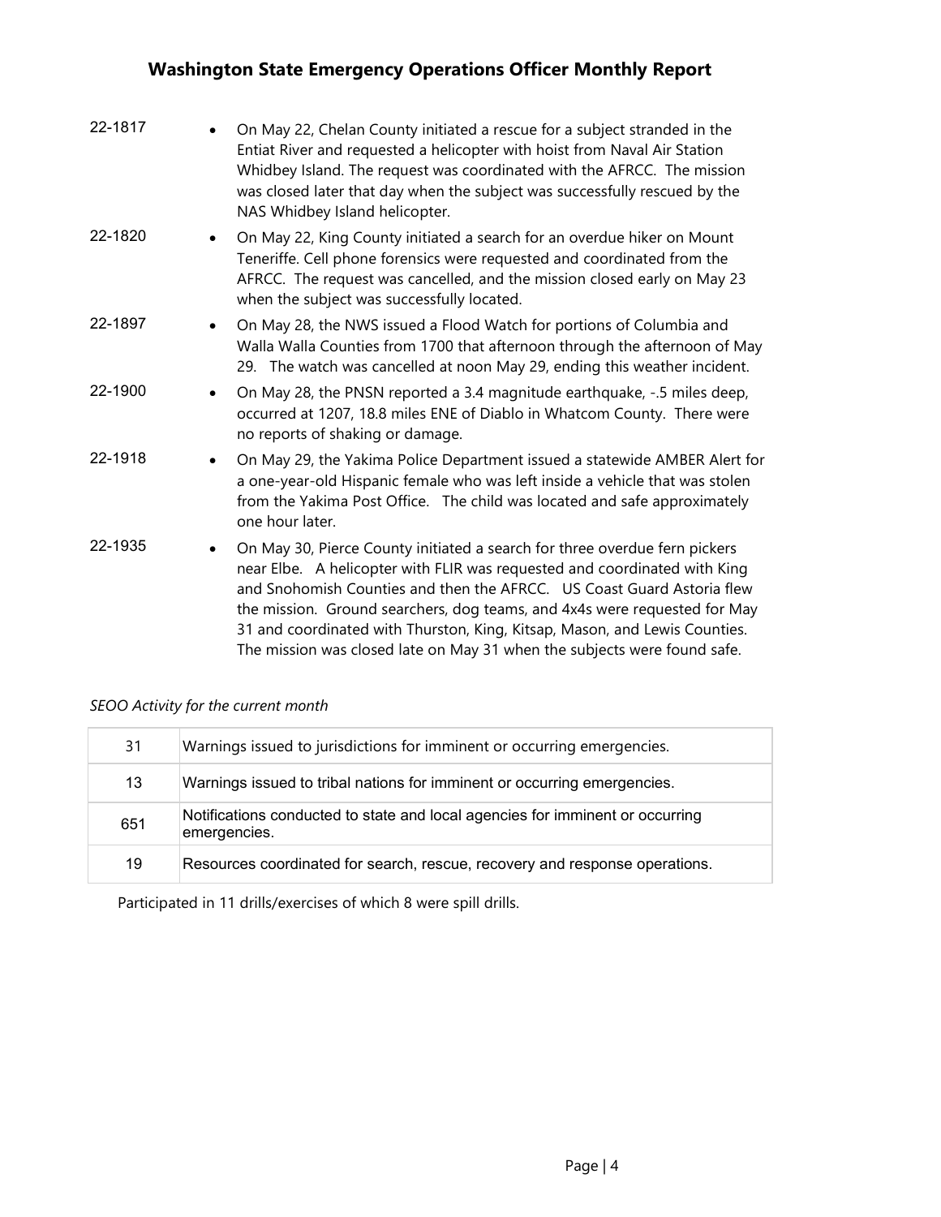# Washington State Emergency Operations Officer Monthly Report

22-1817

- On May 22, Chelan County initiated a rescue for a subject stranded in the Entiat River and requested a helicopter with hoist from Naval Air Station Whidbey Island. The request was coordinated with the AFRCC. The mission was closed later that day when the subject was successfully rescued by the NAS Whidbey Island helicopter.

22-1820

- On May 22, King County initiated a search for an overdue hiker on Mount Teneriffe. Cell phone forensics were requested and coordinated from the AFRCC. The request was cancelled, and the mission closed early on May 23 when the subject was successfully located.

22-1897

- On May 28, the NWS issued a Flood Watch for portions of Columbia and Walla Walla Counties from 1700 that afternoon through the afternoon of May 29. The watch was cancelled at noon May 29, ending this weather incident.

22-1900

- On May 28, the PNSN reported a 3.4 magnitude earthquake, -.5 miles deep, occurred at 1207, 18.8 miles ENE of Diablo in Whatcom County. There were no reports of shaking or damage.

22-1918

- On May 29, the Yakima Police Department issued a statewide AMBER Alert for a one-year-old Hispanic female who was left inside a vehicle that was stolen from the Yakima Post Office. The child was located and safe approximately one hour later.

22-1935

- On May 30, Pierce County initiated a search for three overdue fern pickers near Elbe. A helicopter with FLIR was requested and coordinated with King and Snohomish Counties and then the AFRCC. US Coast Guard Astoria flew the mission. Ground searchers, dog teams, and 4x4s were requested for May 31 and coordinated with Thurston, King, Kitsap, Mason, and Lewis Counties. The mission was closed late on May 31 when the subjects were found safe.

*SEOO Activity for the current month*

| | |
|---|---|
| 31 | Warnings issued to jurisdictions for imminent or occurring emergencies. |
| 13 | Warnings issued to tribal nations for imminent or occurring emergencies. |
| 651 | Notifications conducted to state and local agencies for imminent or occurring emergencies. |
| 19 | Resources coordinated for search, rescue, recovery and response operations. |

Participated in 11 drills/exercises of which 8 were spill drills.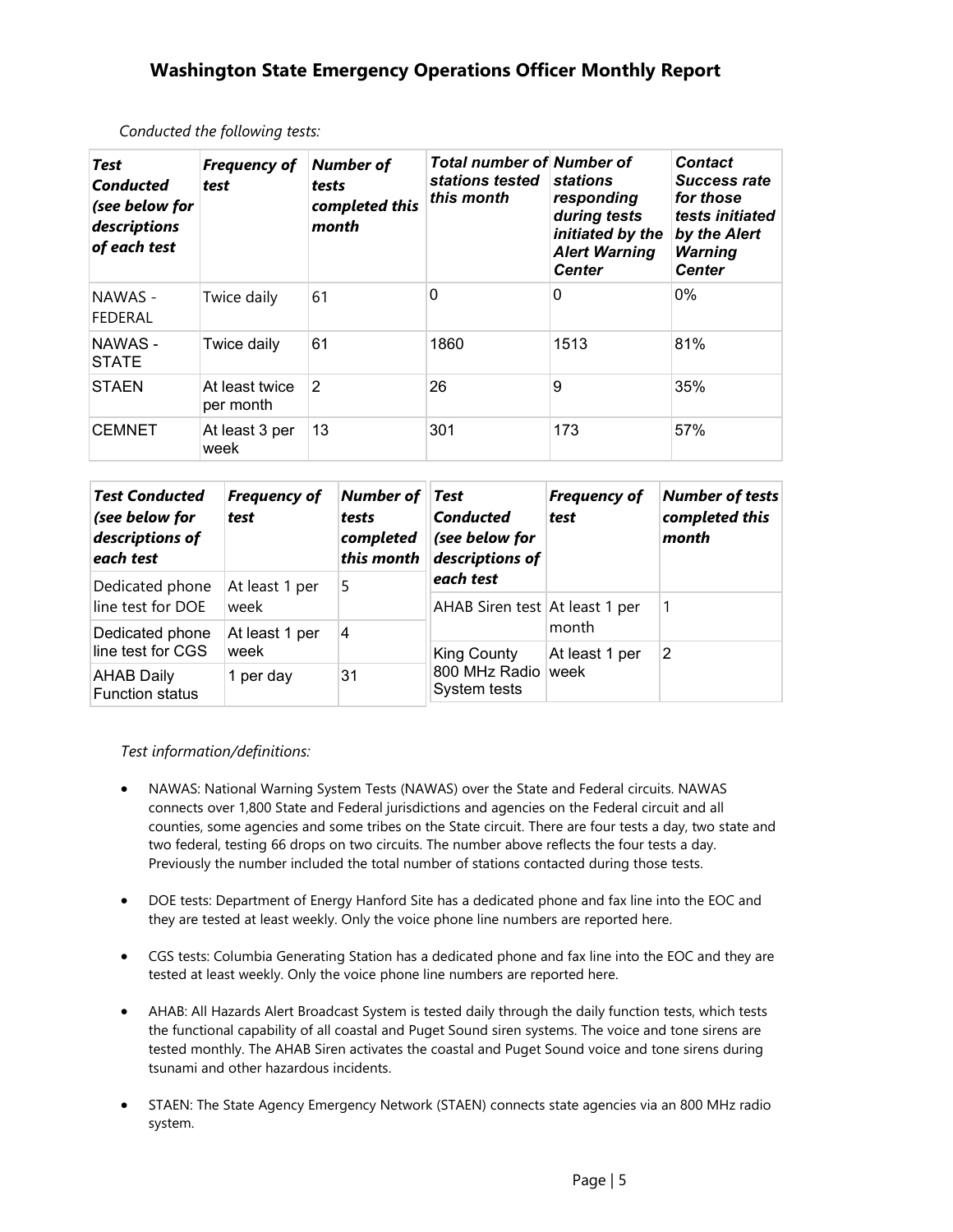## Washington State Emergency Operations Officer Monthly Report

*Conducted the following tests:*

| ***Test Conducted (see below for descriptions of each test*** | ***Frequency of test*** | ***Number of tests completed this month*** | ***Total number of stations tested this month*** | ***Number of stations responding during tests initiated by the Alert Warning Center*** | ***Contact Success rate for those tests initiated by the Alert Warning Center*** |
|---|---|---|---|---|---|
| NAWAS - FEDERAL | Twice daily | 61 | 0 | 0 | 0% |
| NAWAS - STATE | Twice daily | 61 | 1860 | 1513 | 81% |
| STAEN | At least twice per month | 2 | 26 | 9 | 35% |
| CEMNET | At least 3 per week | 13 | 301 | 173 | 57% |

| ***Test Conducted (see below for descriptions of each test*** | ***Frequency of test*** | ***Number of tests completed this month*** |
|---|---|---|
| Dedicated phone line test for DOE | At least 1 per week | 5 |
| Dedicated phone line test for CGS | At least 1 per week | 4 |
| AHAB Daily Function status | 1 per day | 31 |

| ***Test Conducted (see below for descriptions of each test*** | ***Frequency of test*** | ***Number of tests completed this month*** |
|---|---|---|
| AHAB Siren test | At least 1 per month | 1 |
| King County 800 MHz Radio System tests | At least 1 per week | 2 |

*Test information/definitions:*

- NAWAS: National Warning System Tests (NAWAS) over the State and Federal circuits. NAWAS connects over 1,800 State and Federal jurisdictions and agencies on the Federal circuit and all counties, some agencies and some tribes on the State circuit. There are four tests a day, two state and two federal, testing 66 drops on two circuits. The number above reflects the four tests a day. Previously the number included the total number of stations contacted during those tests.
- DOE tests: Department of Energy Hanford Site has a dedicated phone and fax line into the EOC and they are tested at least weekly. Only the voice phone line numbers are reported here.
- CGS tests: Columbia Generating Station has a dedicated phone and fax line into the EOC and they are tested at least weekly. Only the voice phone line numbers are reported here.
- AHAB: All Hazards Alert Broadcast System is tested daily through the daily function tests, which tests the functional capability of all coastal and Puget Sound siren systems. The voice and tone sirens are tested monthly. The AHAB Siren activates the coastal and Puget Sound voice and tone sirens during tsunami and other hazardous incidents.
- STAEN: The State Agency Emergency Network (STAEN) connects state agencies via an 800 MHz radio system.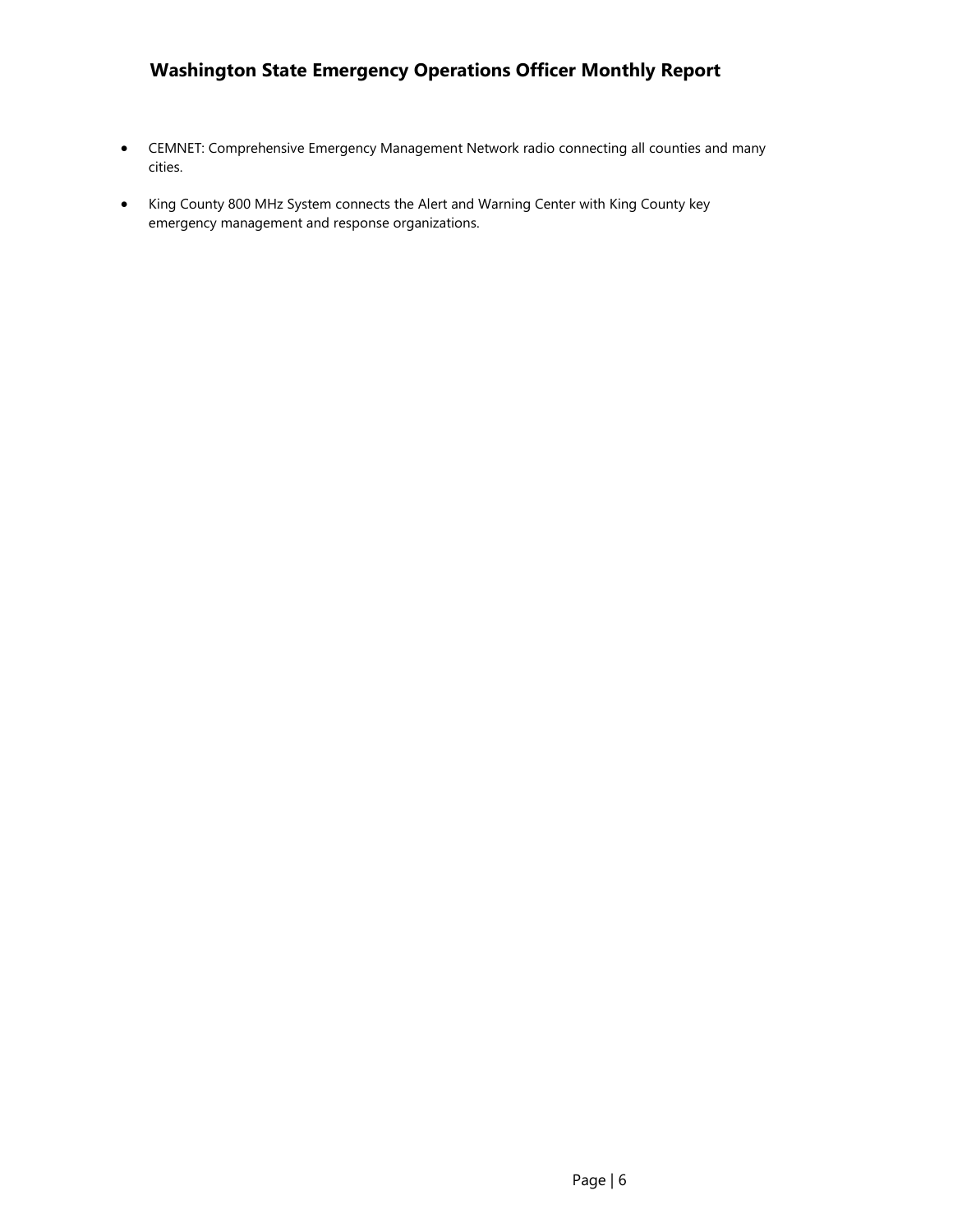- CEMNET: Comprehensive Emergency Management Network radio connecting all counties and many cities.
- King County 800 MHz System connects the Alert and Warning Center with King County key emergency management and response organizations.